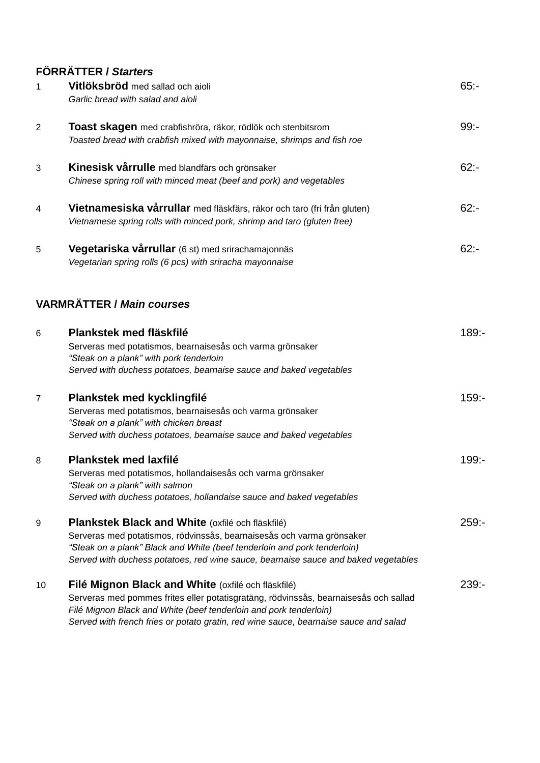## FÖRRÄTTER / *Starters*

1 **Vitlöksbröd** med sallad och aioli — 65:-
*Garlic bread with salad and aioli*

2 **Toast skagen** med crabfishröra, räkor, rödlök och stenbitsrom — 99:-
*Toasted bread with crabfish mixed with mayonnaise, shrimps and fish roe*

3 **Kinesisk vårrulle** med blandfärs och grönsaker — 62:-
*Chinese spring roll with minced meat (beef and pork) and vegetables*

4 **Vietnamesiska vårrullar** med fläskfärs, räkor och taro (fri från gluten) — 62:-
*Vietnamese spring rolls with minced pork, shrimp and taro (gluten free)*

5 **Vegetariska vårrullar** (6 st) med srirachamajonnäs — 62:-
*Vegetarian spring rolls (6 pcs) with sriracha mayonnaise*

## VARMRÄTTER / *Main courses*

6 **Plankstek med fläskfilé** — 189:-
Serveras med potatismos, bearnaisesås och varma grönsaker
*“Steak on a plank” with pork tenderloin*
*Served with duchess potatoes, bearnaise sauce and baked vegetables*

7 **Plankstek med kycklingfilé** — 159:-
Serveras med potatismos, bearnaisesås och varma grönsaker
*“Steak on a plank” with chicken breast*
*Served with duchess potatoes, bearnaise sauce and baked vegetables*

8 **Plankstek med laxfilé** — 199:-
Serveras med potatismos, hollandaisesås och varma grönsaker
*“Steak on a plank” with salmon*
*Served with duchess potatoes, hollandaise sauce and baked vegetables*

9 **Plankstek Black and White** (oxfilé och fläskfilé) — 259:-
Serveras med potatismos, rödvinssås, bearnaisesås och varma grönsaker
*“Steak on a plank” Black and White (beef tenderloin and pork tenderloin)*
*Served with duchess potatoes, red wine sauce, bearnaise sauce and baked vegetables*

10 **Filé Mignon Black and White** (oxfilé och fläskfilé) — 239:-
Serveras med pommes frites eller potatisgratäng, rödvinssås, bearnaisesås och sallad
*Filé Mignon Black and White (beef tenderloin and pork tenderloin)*
*Served with french fries or potato gratin, red wine sauce, bearnaise sauce and salad*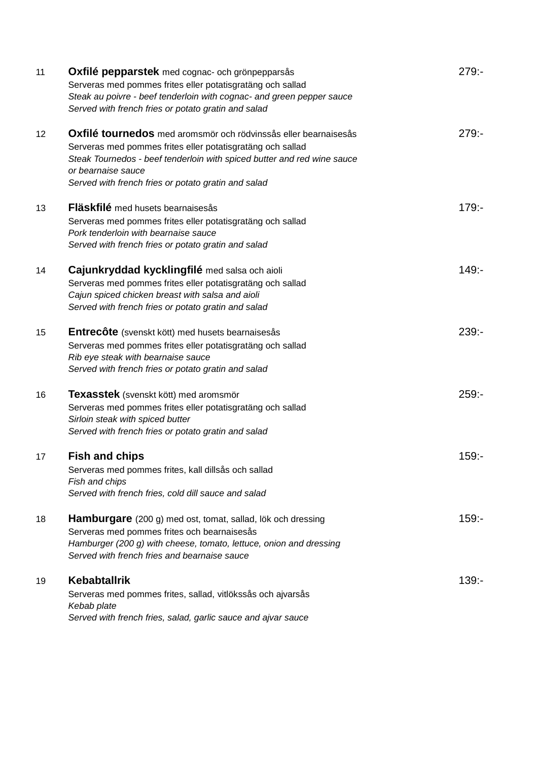11 **Oxfilé pepparstek** med cognac- och grönpepparsås — 279:-
Serveras med pommes frites eller potatisgratäng och sallad
*Steak au poivre - beef tenderloin with cognac- and green pepper sauce*
*Served with french fries or potato gratin and salad*

12 **Oxfilé tournedos** med aromsmör och rödvinssås eller bearnaisesås — 279:-
Serveras med pommes frites eller potatisgratäng och sallad
*Steak Tournedos - beef tenderloin with spiced butter and red wine sauce or bearnaise sauce*
*Served with french fries or potato gratin and salad*

13 **Fläskfilé** med husets bearnaisesås — 179:-
Serveras med pommes frites eller potatisgratäng och sallad
*Pork tenderloin with bearnaise sauce*
*Served with french fries or potato gratin and salad*

14 **Cajunkryddad kycklingfilé** med salsa och aioli — 149:-
Serveras med pommes frites eller potatisgratäng och sallad
*Cajun spiced chicken breast with salsa and aioli*
*Served with french fries or potato gratin and salad*

15 **Entrecôte** (svenskt kött) med husets bearnaisesås — 239:-
Serveras med pommes frites eller potatisgratäng och sallad
*Rib eye steak with bearnaise sauce*
*Served with french fries or potato gratin and salad*

16 **Texasstek** (svenskt kött) med aromsmör — 259:-
Serveras med pommes frites eller potatisgratäng och sallad
*Sirloin steak with spiced butter*
*Served with french fries or potato gratin and salad*

17 **Fish and chips** — 159:-
Serveras med pommes frites, kall dillsås och sallad
*Fish and chips*
*Served with french fries, cold dill sauce and salad*

18 **Hamburgare** (200 g) med ost, tomat, sallad, lök och dressing — 159:-
Serveras med pommes frites och bearnaisesås
*Hamburger (200 g) with cheese, tomato, lettuce, onion and dressing*
*Served with french fries and bearnaise sauce*

19 **Kebabtallrik** — 139:-
Serveras med pommes frites, sallad, vitlökssås och ajvarsås
*Kebab plate*
*Served with french fries, salad, garlic sauce and ajvar sauce*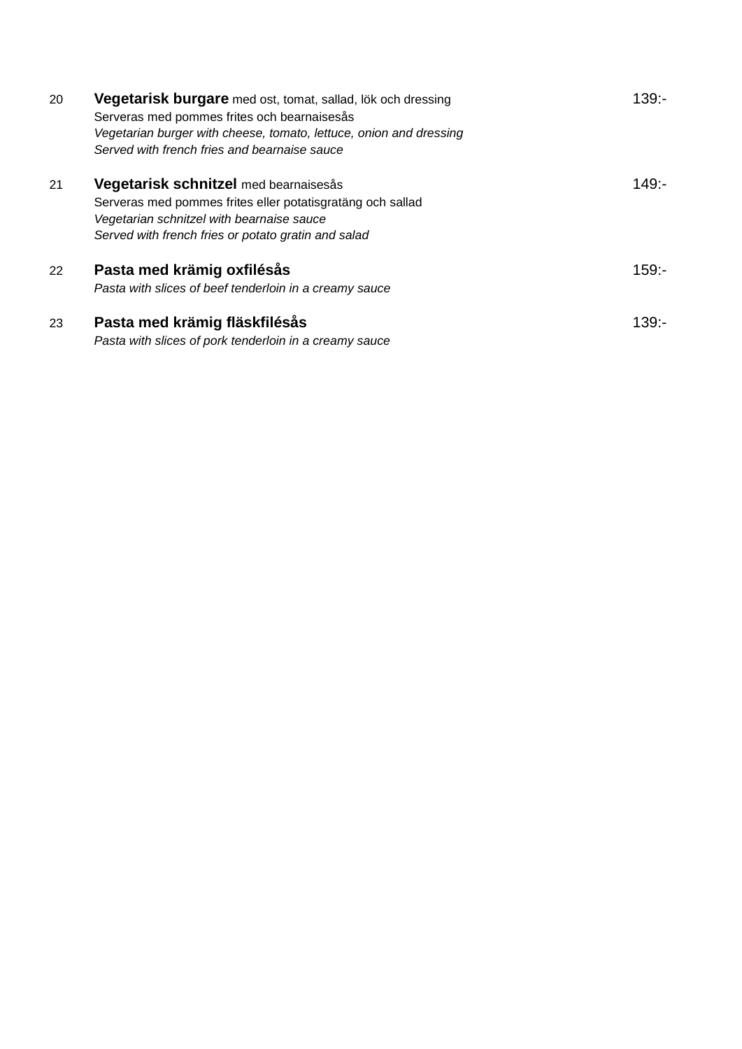| | | |
|---|---|---|
| 20 | **Vegetarisk burgare** med ost, tomat, sallad, lök och dressing<br>Serveras med pommes frites och bearnaisesås<br>*Vegetarian burger with cheese, tomato, lettuce, onion and dressing*<br>*Served with french fries and bearnaise sauce* | 139:- |
| 21 | **Vegetarisk schnitzel** med bearnaisesås<br>Serveras med pommes frites eller potatisgratäng och sallad<br>*Vegetarian schnitzel with bearnaise sauce*<br>*Served with french fries or potato gratin and salad* | 149:- |
| 22 | **Pasta med krämig oxfilésås**<br>*Pasta with slices of beef tenderloin in a creamy sauce* | 159:- |
| 23 | **Pasta med krämig fläskfilésås**<br>*Pasta with slices of pork tenderloin in a creamy sauce* | 139:- |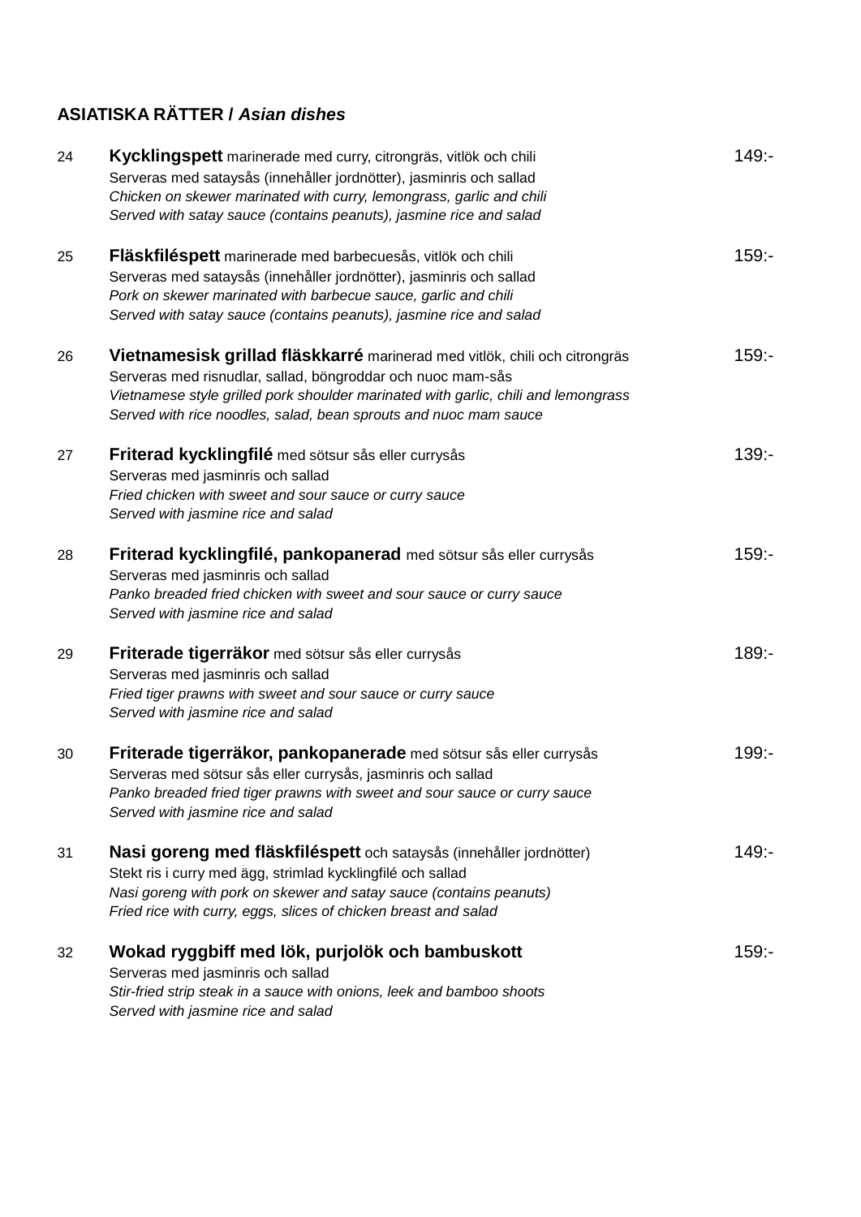## ASIATISKA RÄTTER / *Asian dishes*

24 **Kycklingspett** marinerade med curry, citrongräs, vitlök och chili — 149:-
Serveras med sataysås (innehåller jordnötter), jasminris och sallad
*Chicken on skewer marinated with curry, lemongrass, garlic and chili*
*Served with satay sauce (contains peanuts), jasmine rice and salad*

25 **Fläskfiléspett** marinerade med barbecuesås, vitlök och chili — 159:-
Serveras med sataysås (innehåller jordnötter), jasminris och sallad
*Pork on skewer marinated with barbecue sauce, garlic and chili*
*Served with satay sauce (contains peanuts), jasmine rice and salad*

26 **Vietnamesisk grillad fläskkarré** marinerad med vitlök, chili och citrongräs — 159:-
Serveras med risnudlar, sallad, böngroddar och nuoc mam-sås
*Vietnamese style grilled pork shoulder marinated with garlic, chili and lemongrass*
*Served with rice noodles, salad, bean sprouts and nuoc mam sauce*

27 **Friterad kycklingfilé** med sötsur sås eller currysås — 139:-
Serveras med jasminris och sallad
*Fried chicken with sweet and sour sauce or curry sauce*
*Served with jasmine rice and salad*

28 **Friterad kycklingfilé, pankopanerad** med sötsur sås eller currysås — 159:-
Serveras med jasminris och sallad
*Panko breaded fried chicken with sweet and sour sauce or curry sauce*
*Served with jasmine rice and salad*

29 **Friterade tigerräkor** med sötsur sås eller currysås — 189:-
Serveras med jasminris och sallad
*Fried tiger prawns with sweet and sour sauce or curry sauce*
*Served with jasmine rice and salad*

30 **Friterade tigerräkor, pankopanerade** med sötsur sås eller currysås — 199:-
Serveras med sötsur sås eller currysås, jasminris och sallad
*Panko breaded fried tiger prawns with sweet and sour sauce or curry sauce*
*Served with jasmine rice and salad*

31 **Nasi goreng med fläskfiléspett** och sataysås (innehåller jordnötter) — 149:-
Stekt ris i curry med ägg, strimlad kycklingfilé och sallad
*Nasi goreng with pork on skewer and satay sauce (contains peanuts)*
*Fried rice with curry, eggs, slices of chicken breast and salad*

32 **Wokad ryggbiff med lök, purjolök och bambuskott** — 159:-
Serveras med jasminris och sallad
*Stir-fried strip steak in a sauce with onions, leek and bamboo shoots*
*Served with jasmine rice and salad*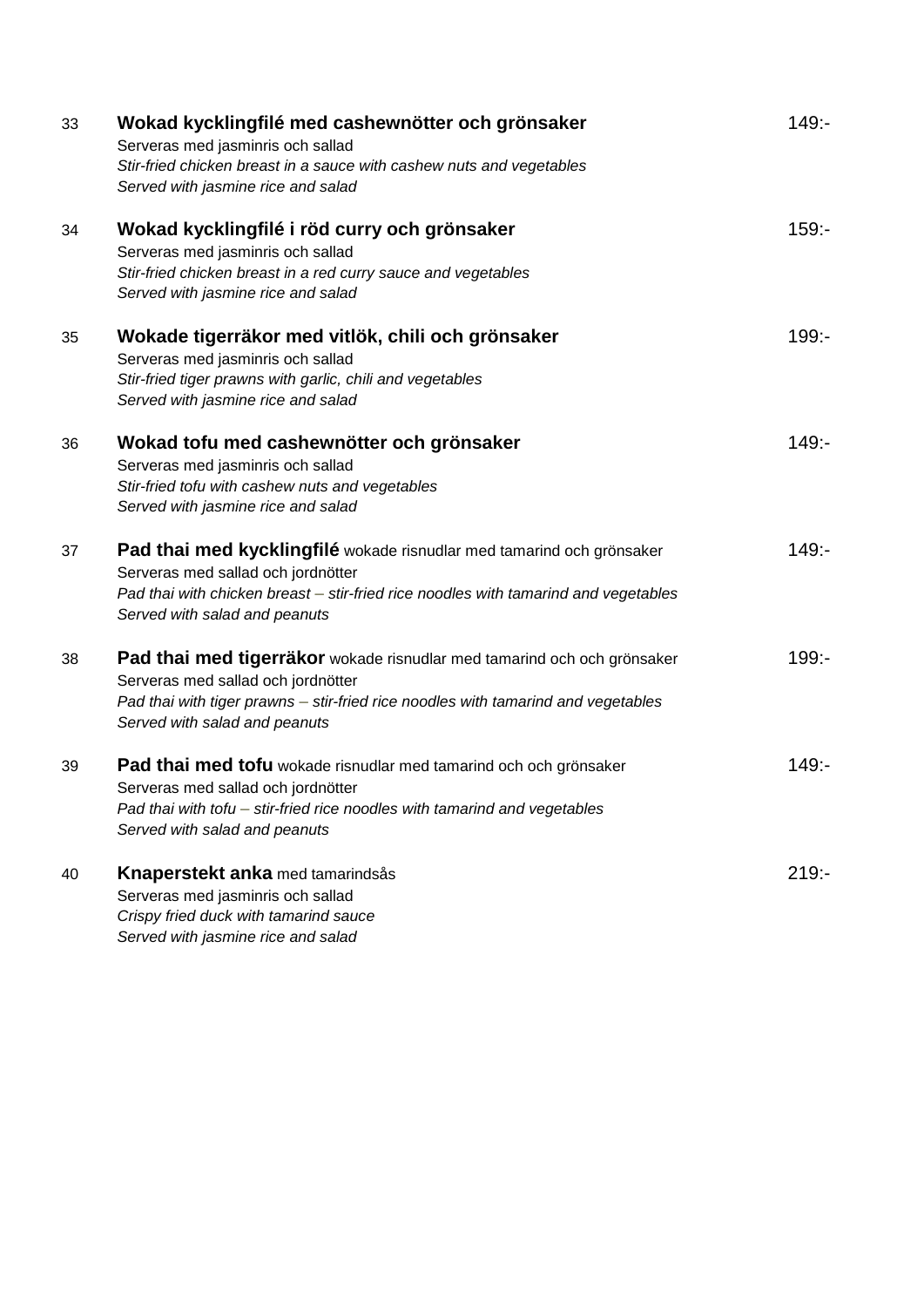33 **Wokad kycklingfilé med cashewnötter och grönsaker** 149:-
Serveras med jasminris och sallad
*Stir-fried chicken breast in a sauce with cashew nuts and vegetables*
*Served with jasmine rice and salad*

34 **Wokad kycklingfilé i röd curry och grönsaker** 159:-
Serveras med jasminris och sallad
*Stir-fried chicken breast in a red curry sauce and vegetables*
*Served with jasmine rice and salad*

35 **Wokade tigerräkor med vitlök, chili och grönsaker** 199:-
Serveras med jasminris och sallad
*Stir-fried tiger prawns with garlic, chili and vegetables*
*Served with jasmine rice and salad*

36 **Wokad tofu med cashewnötter och grönsaker** 149:-
Serveras med jasminris och sallad
*Stir-fried tofu with cashew nuts and vegetables*
*Served with jasmine rice and salad*

37 **Pad thai med kycklingfilé** wokade risnudlar med tamarind och grönsaker 149:-
Serveras med sallad och jordnötter
*Pad thai with chicken breast – stir-fried rice noodles with tamarind and vegetables*
*Served with salad and peanuts*

38 **Pad thai med tigerräkor** wokade risnudlar med tamarind och och grönsaker 199:-
Serveras med sallad och jordnötter
*Pad thai with tiger prawns – stir-fried rice noodles with tamarind and vegetables*
*Served with salad and peanuts*

39 **Pad thai med tofu** wokade risnudlar med tamarind och och grönsaker 149:-
Serveras med sallad och jordnötter
*Pad thai with tofu – stir-fried rice noodles with tamarind and vegetables*
*Served with salad and peanuts*

40 **Knaperstekt anka** med tamarindsås 219:-
Serveras med jasminris och sallad
*Crispy fried duck with tamarind sauce*
*Served with jasmine rice and salad*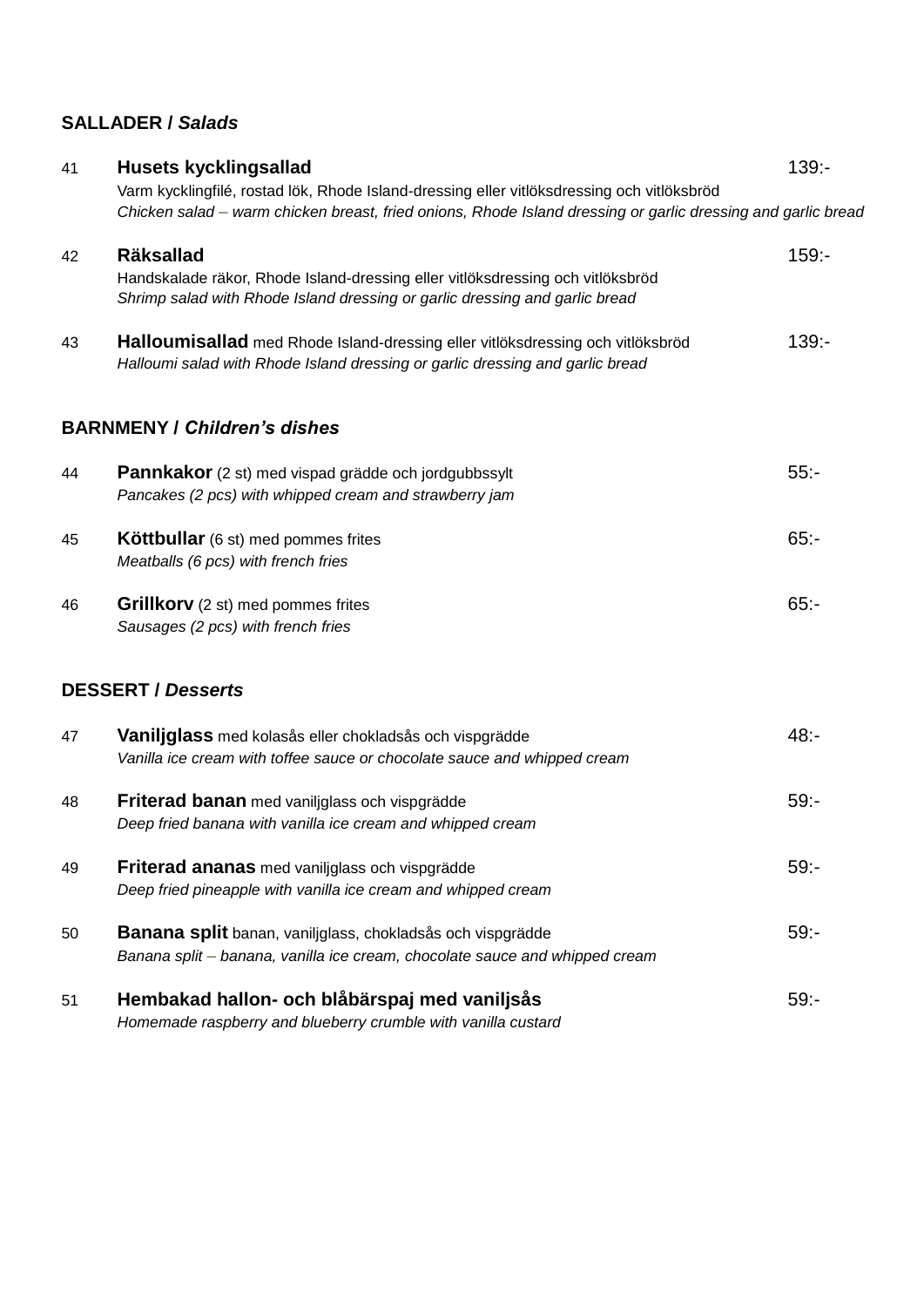## SALLADER / *Salads*

41 **Husets kycklingsallad** 139:-
Varm kycklingfilé, rostad lök, Rhode Island-dressing eller vitlöksdressing och vitlöksbröd
*Chicken salad – warm chicken breast, fried onions, Rhode Island dressing or garlic dressing and garlic bread*

42 **Räksallad** 159:-
Handskalade räkor, Rhode Island-dressing eller vitlöksdressing och vitlöksbröd
*Shrimp salad with Rhode Island dressing or garlic dressing and garlic bread*

43 **Halloumisallad** med Rhode Island-dressing eller vitlöksdressing och vitlöksbröd 139:-
*Halloumi salad with Rhode Island dressing or garlic dressing and garlic bread*

## BARNMENY / *Children's dishes*

44 **Pannkakor** (2 st) med vispad grädde och jordgubbssylt 55:-
*Pancakes (2 pcs) with whipped cream and strawberry jam*

45 **Köttbullar** (6 st) med pommes frites 65:-
*Meatballs (6 pcs) with french fries*

46 **Grillkorv** (2 st) med pommes frites 65:-
*Sausages (2 pcs) with french fries*

## DESSERT / *Desserts*

47 **Vaniljglass** med kolasås eller chokladsås och vispgrädde 48:-
*Vanilla ice cream with toffee sauce or chocolate sauce and whipped cream*

48 **Friterad banan** med vaniljglass och vispgrädde 59:-
*Deep fried banana with vanilla ice cream and whipped cream*

49 **Friterad ananas** med vaniljglass och vispgrädde 59:-
*Deep fried pineapple with vanilla ice cream and whipped cream*

50 **Banana split** banan, vaniljglass, chokladsås och vispgrädde 59:-
*Banana split – banana, vanilla ice cream, chocolate sauce and whipped cream*

51 **Hembakad hallon- och blåbärspaj med vaniljsås** 59:-
*Homemade raspberry and blueberry crumble with vanilla custard*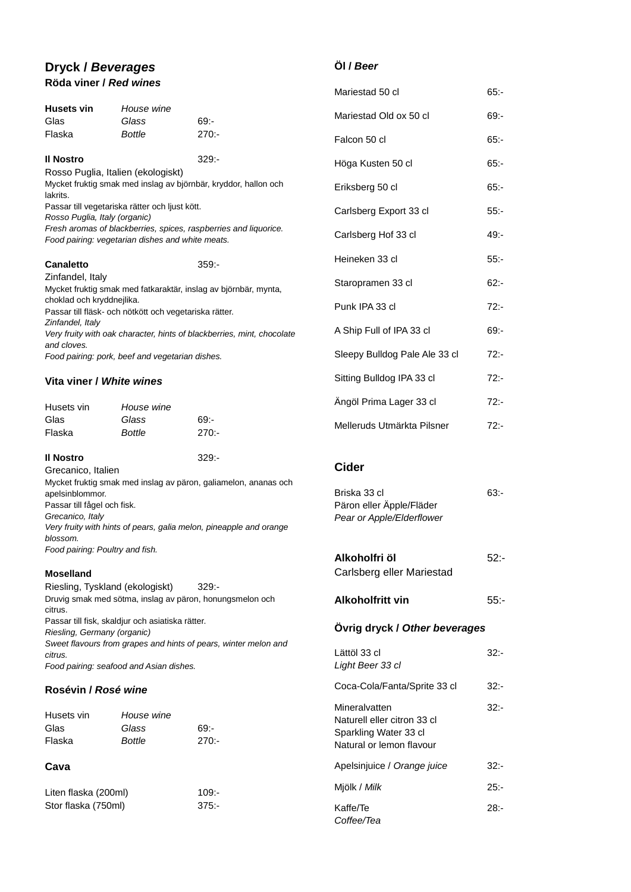## Dryck / *Beverages*

### Röda viner / *Red wines*

| **Husets vin** | *House wine* | |
|---|---|---|
| Glas | *Glass* | 69:- |
| Flaska | *Bottle* | 270:- |

**Il Nostro** 329:-

Rosso Puglia, Italien (ekologiskt)
Mycket fruktig smak med inslag av björnbär, kryddor, hallon och lakrits.
Passar till vegetariska rätter och ljust kött.
*Rosso Puglia, Italy (organic)*
*Fresh aromas of blackberries, spices, raspberries and liquorice.*
*Food pairing: vegetarian dishes and white meats.*

**Canaletto** 359:-

Zinfandel, Italy
Mycket fruktig smak med fatkaraktär, inslag av björnbär, mynta, choklad och kryddnejlika.
Passar till fläsk- och nötkött och vegetariska rätter.
*Zinfandel, Italy*
*Very fruity with oak character, hints of blackberries, mint, chocolate and cloves.*
*Food pairing: pork, beef and vegetarian dishes.*

### Vita viner / *White wines*

| Husets vin | *House wine* | |
|---|---|---|
| Glas | *Glass* | 69:- |
| Flaska | *Bottle* | 270:- |

**Il Nostro** 329:-

Grecanico, Italien
Mycket fruktig smak med inslag av päron, galiamelon, ananas och apelsinblommor.
Passar till fågel och fisk.
*Grecanico, Italy*
*Very fruity with hints of pears, galia melon, pineapple and orange blossom.*
*Food pairing: Poultry and fish.*

**Mosselland**

Riesling, Tyskland (ekologiskt) 329:-
Druvig smak med sötma, inslag av päron, honungsmelon och citrus.
Passar till fisk, skaldjur och asiatiska rätter.
*Riesling, Germany (organic)*
*Sweet flavours from grapes and hints of pears, winter melon and citrus.*
*Food pairing: seafood and Asian dishes.*

### Rosévin / *Rosé wine*

| Husets vin | *House wine* | |
|---|---|---|
| Glas | *Glass* | 69:- |
| Flaska | *Bottle* | 270:- |

### Cava

| | |
|---|---|
| Liten flaska (200ml) | 109:- |
| Stor flaska (750ml) | 375:- |

### Öl / *Beer*

| | |
|---|---|
| Mariestad 50 cl | 65:- |
| Mariestad Old ox 50 cl | 69:- |
| Falcon 50 cl | 65:- |
| Höga Kusten 50 cl | 65:- |
| Eriksberg 50 cl | 65:- |
| Carlsberg Export 33 cl | 55:- |
| Carlsberg Hof 33 cl | 49:- |
| Heineken 33 cl | 55:- |
| Staropramen 33 cl | 62:- |
| Punk IPA 33 cl | 72:- |
| A Ship Full of IPA 33 cl | 69:- |
| Sleepy Bulldog Pale Ale 33 cl | 72:- |
| Sitting Bulldog IPA 33 cl | 72:- |
| Ängöl Prima Lager 33 cl | 72:- |
| Melleruds Utmärkta Pilsner | 72:- |

### Cider

Briska 33 cl 63:-
Päron eller Äpple/Fläder
*Pear or Apple/Elderflower*

**Alkoholfri öl** 52:-
Carlsberg eller Mariestad

**Alkoholfritt vin** 55:-

### Övrig dryck / *Other beverages*

Lättöl 33 cl 32:-
*Light Beer 33 cl*

Coca-Cola/Fanta/Sprite 33 cl 32:-

Mineralvatten 32:-
Naturell eller citron 33 cl
Sparkling Water 33 cl
Natural or lemon flavour

Apelsinjuice / *Orange juice* 32:-

Mjölk / *Milk* 25:-

Kaffe/Te 28:-
*Coffee/Tea*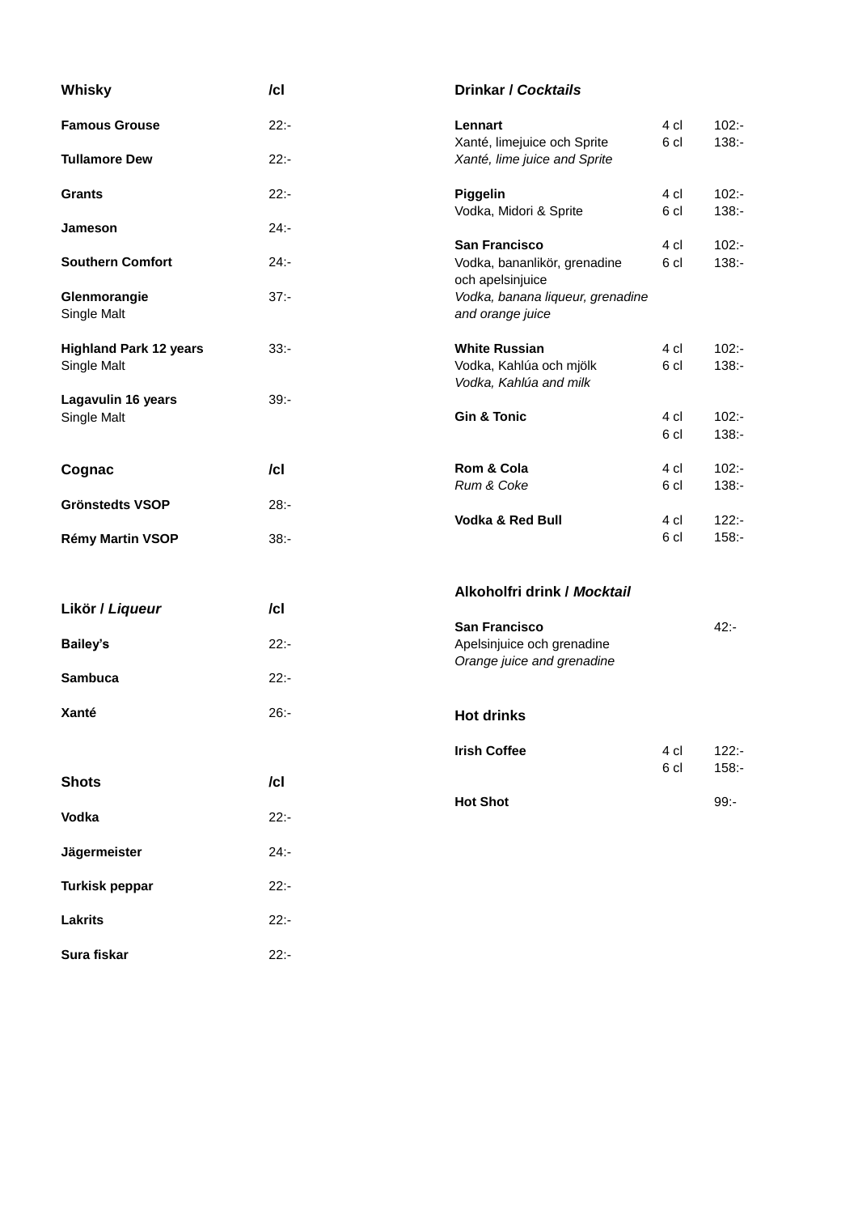## Whisky

| | /cl |
|---|---|
| **Famous Grouse** | 22:- |
| **Tullamore Dew** | 22:- |
| **Grants** | 22:- |
| **Jameson** | 24:- |
| **Southern Comfort** | 24:- |
| **Glenmorangie** Single Malt | 37:- |
| **Highland Park 12 years** Single Malt | 33:- |
| **Lagavulin 16 years** Single Malt | 39:- |

## Cognac

| | /cl |
|---|---|
| **Grönstedts VSOP** | 28:- |
| **Rémy Martin VSOP** | 38:- |

## Likör / *Liqueur*

| | /cl |
|---|---|
| **Bailey's** | 22:- |
| **Sambuca** | 22:- |
| **Xanté** | 26:- |

## Shots

| | /cl |
|---|---|
| **Vodka** | 22:- |
| **Jägermeister** | 24:- |
| **Turkisk peppar** | 22:- |
| **Lakrits** | 22:- |
| **Sura fiskar** | 22:- |

## Drinkar / *Cocktails*

| | | |
|---|---|---|
| **Lennart** | 4 cl | 102:- |
| Xanté, limejuice och Sprite *Xanté, lime juice and Sprite* | 6 cl | 138:- |
| **Piggelin** | 4 cl | 102:- |
| Vodka, Midori & Sprite | 6 cl | 138:- |
| **San Francisco** | 4 cl | 102:- |
| Vodka, bananlikör, grenadine och apelsinjuice *Vodka, banana liqueur, grenadine and orange juice* | 6 cl | 138:- |
| **White Russian** | 4 cl | 102:- |
| Vodka, Kahlúa och mjölk *Vodka, Kahlúa and milk* | 6 cl | 138:- |
| **Gin & Tonic** | 4 cl | 102:- |
| | 6 cl | 138:- |
| **Rom & Cola** | 4 cl | 102:- |
| *Rum & Coke* | 6 cl | 138:- |
| **Vodka & Red Bull** | 4 cl | 122:- |
| | 6 cl | 158:- |

## Alkoholfri drink / *Mocktail*

| | | |
|---|---|---|
| **San Francisco** Apelsinjuice och grenadine *Orange juice and grenadine* | | 42:- |

## Hot drinks

| | | |
|---|---|---|
| **Irish Coffee** | 4 cl | 122:- |
| | 6 cl | 158:- |
| **Hot Shot** | | 99:- |